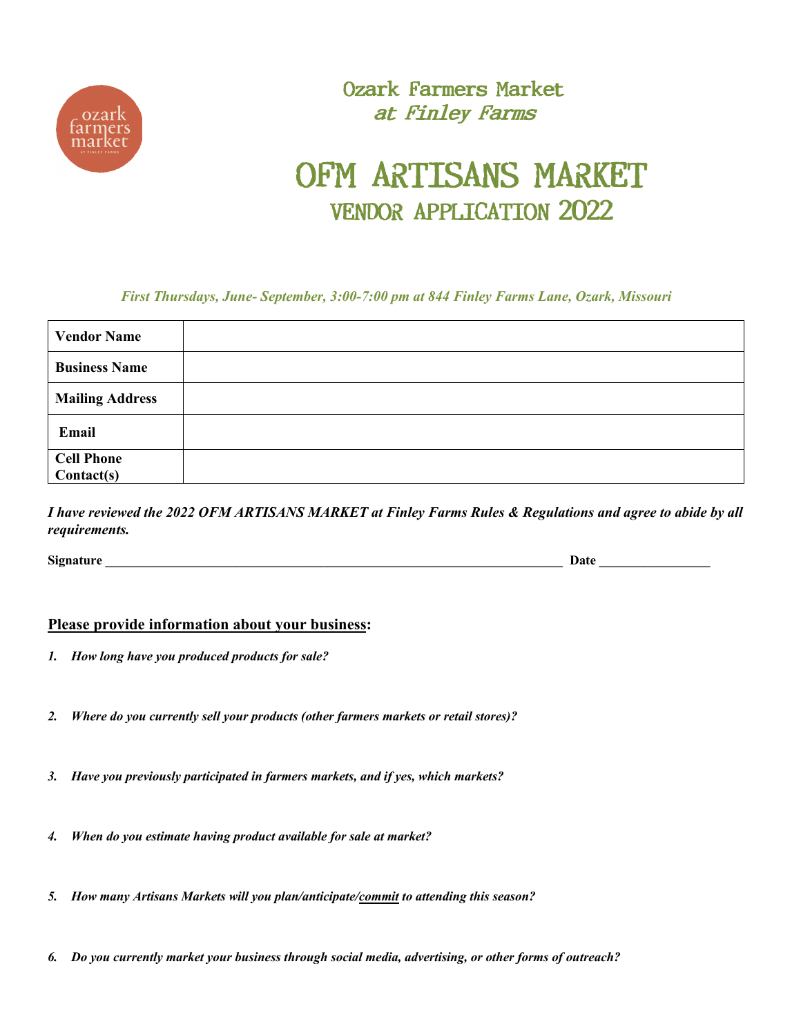# Ozark Farmers Market
## *at Finley Farms*

# OFM ARTISANS MARKET
## VENDOR APPLICATION 2022

***First Thursdays, June- September, 3:00-7:00 pm at 844 Finley Farms Lane, Ozark, Missouri***

| **Vendor Name** | |
|---|---|
| **Business Name** | |
| **Mailing Address** | |
| **Email** | |
| **Cell Phone Contact(s)** | |

***I have reviewed the 2022 OFM ARTISANS MARKET at Finley Farms Rules & Regulations and agree to abide by all requirements.***

**Signature** ______________________________________________________________________ **Date** _________________

**<u>Please provide information about your business</u>:**

1. ***How long have you produced products for sale?***

2. ***Where do you currently sell your products (other farmers markets or retail stores)?***

3. ***Have you previously participated in farmers markets, and if yes, which markets?***

4. ***When do you estimate having product available for sale at market?***

5. ***How many Artisans Markets will you plan/anticipate/<u>commit</u> to attending this season?***

6. ***Do you currently market your business through social media, advertising, or other forms of outreach?***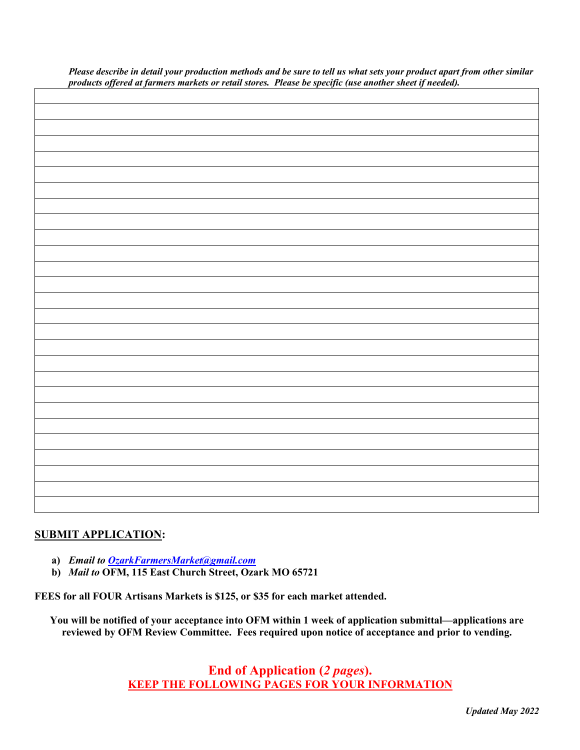***Please describe in detail your production methods and be sure to tell us what sets your product apart from other similar products offered at farmers markets or retail stores. Please be specific (use another sheet if needed).***

|  |
|---|
|  |
|  |
|  |
|  |
|  |
|  |
|  |
|  |
|  |
|  |
|  |
|  |
|  |
|  |
|  |
|  |
|  |
|  |
|  |
|  |
|  |
|  |
|  |
|  |
|  |
|  |

## SUBMIT APPLICATION:

a) ***Email to [OzarkFarmersMarket@gmail.com](mailto:OzarkFarmersMarket@gmail.com)***
b) ***Mail to* OFM, 115 East Church Street, Ozark MO 65721**

**FEES for all FOUR Artisans Markets is $125, or $35 for each market attended.**

**You will be notified of your acceptance into OFM within 1 week of application submittal—applications are reviewed by OFM Review Committee. Fees required upon notice of acceptance and prior to vending.**

**End of Application (*2 pages*).**
**KEEP THE FOLLOWING PAGES FOR YOUR INFORMATION**

***Updated May 2022***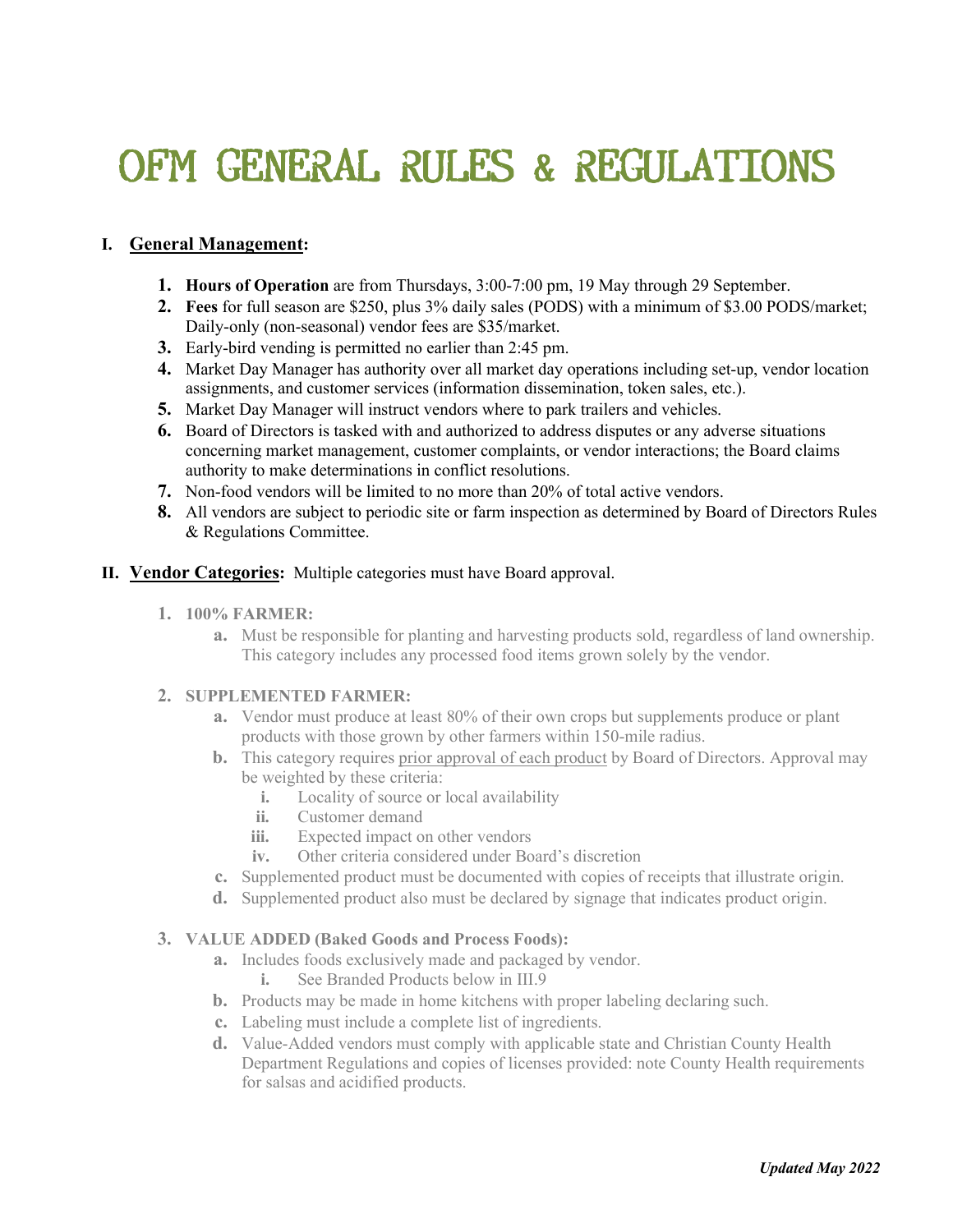# OFM GENERAL RULES & REGULATIONS

## I. General Management:

1. **Hours of Operation** are from Thursdays, 3:00-7:00 pm, 19 May through 29 September.
2. **Fees** for full season are $250, plus 3% daily sales (PODS) with a minimum of $3.00 PODS/market; Daily-only (non-seasonal) vendor fees are $35/market.
3. Early-bird vending is permitted no earlier than 2:45 pm.
4. Market Day Manager has authority over all market day operations including set-up, vendor location assignments, and customer services (information dissemination, token sales, etc.).
5. Market Day Manager will instruct vendors where to park trailers and vehicles.
6. Board of Directors is tasked with and authorized to address disputes or any adverse situations concerning market management, customer complaints, or vendor interactions; the Board claims authority to make determinations in conflict resolutions.
7. Non-food vendors will be limited to no more than 20% of total active vendors.
8. All vendors are subject to periodic site or farm inspection as determined by Board of Directors Rules & Regulations Committee.

## II. Vendor Categories: Multiple categories must have Board approval.

1. **100% FARMER:**
   a. Must be responsible for planting and harvesting products sold, regardless of land ownership. This category includes any processed food items grown solely by the vendor.

2. **SUPPLEMENTED FARMER:**
   a. Vendor must produce at least 80% of their own crops but supplements produce or plant products with those grown by other farmers within 150-mile radius.
   b. This category requires prior approval of each product by Board of Directors. Approval may be weighted by these criteria:
      i. Locality of source or local availability
      ii. Customer demand
      iii. Expected impact on other vendors
      iv. Other criteria considered under Board's discretion
   c. Supplemented product must be documented with copies of receipts that illustrate origin.
   d. Supplemented product also must be declared by signage that indicates product origin.

3. **VALUE ADDED (Baked Goods and Process Foods):**
   a. Includes foods exclusively made and packaged by vendor.
      i. See Branded Products below in III.9
   b. Products may be made in home kitchens with proper labeling declaring such.
   c. Labeling must include a complete list of ingredients.
   d. Value-Added vendors must comply with applicable state and Christian County Health Department Regulations and copies of licenses provided: note County Health requirements for salsas and acidified products.

***Updated May 2022***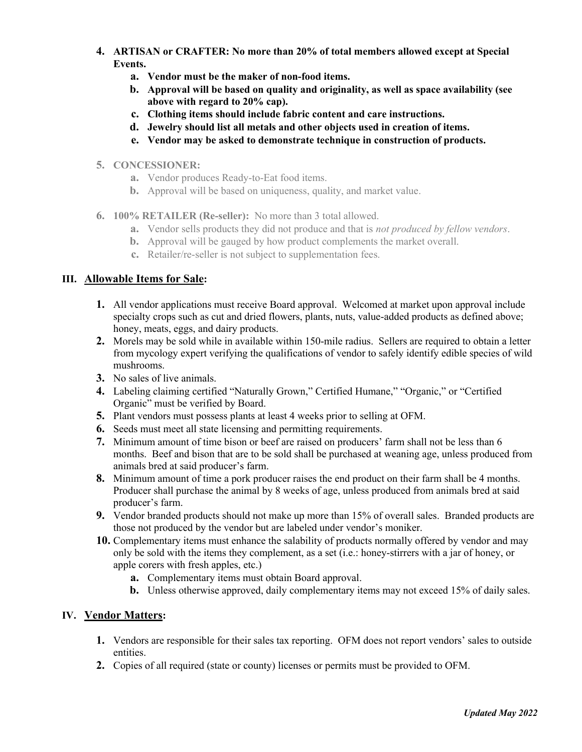4. **ARTISAN or CRAFTER: No more than 20% of total members allowed except at Special Events.**
    a. **Vendor must be the maker of non-food items.**
    b. **Approval will be based on quality and originality, as well as space availability (see above with regard to 20% cap).**
    c. **Clothing items should include fabric content and care instructions.**
    d. **Jewelry should list all metals and other objects used in creation of items.**
    e. **Vendor may be asked to demonstrate technique in construction of products.**

5. **CONCESSIONER:**
    a. Vendor produces Ready-to-Eat food items.
    b. Approval will be based on uniqueness, quality, and market value.

6. **100% RETAILER (Re-seller):** No more than 3 total allowed.
    a. Vendor sells products they did not produce and that is *not produced by fellow vendors*.
    b. Approval will be gauged by how product complements the market overall.
    c. Retailer/re-seller is not subject to supplementation fees.

## III. Allowable Items for Sale:

1. All vendor applications must receive Board approval. Welcomed at market upon approval include specialty crops such as cut and dried flowers, plants, nuts, value-added products as defined above; honey, meats, eggs, and dairy products.
2. Morels may be sold while in available within 150-mile radius. Sellers are required to obtain a letter from mycology expert verifying the qualifications of vendor to safely identify edible species of wild mushrooms.
3. No sales of live animals.
4. Labeling claiming certified "Naturally Grown," Certified Humane," "Organic," or "Certified Organic" must be verified by Board.
5. Plant vendors must possess plants at least 4 weeks prior to selling at OFM.
6. Seeds must meet all state licensing and permitting requirements.
7. Minimum amount of time bison or beef are raised on producers' farm shall not be less than 6 months. Beef and bison that are to be sold shall be purchased at weaning age, unless produced from animals bred at said producer's farm.
8. Minimum amount of time a pork producer raises the end product on their farm shall be 4 months. Producer shall purchase the animal by 8 weeks of age, unless produced from animals bred at said producer's farm.
9. Vendor branded products should not make up more than 15% of overall sales. Branded products are those not produced by the vendor but are labeled under vendor's moniker.
10. Complementary items must enhance the salability of products normally offered by vendor and may only be sold with the items they complement, as a set (i.e.: honey-stirrers with a jar of honey, or apple corers with fresh apples, etc.)
    a. Complementary items must obtain Board approval.
    b. Unless otherwise approved, daily complementary items may not exceed 15% of daily sales.

## IV. Vendor Matters:

1. Vendors are responsible for their sales tax reporting. OFM does not report vendors' sales to outside entities.
2. Copies of all required (state or county) licenses or permits must be provided to OFM.

***Updated May 2022***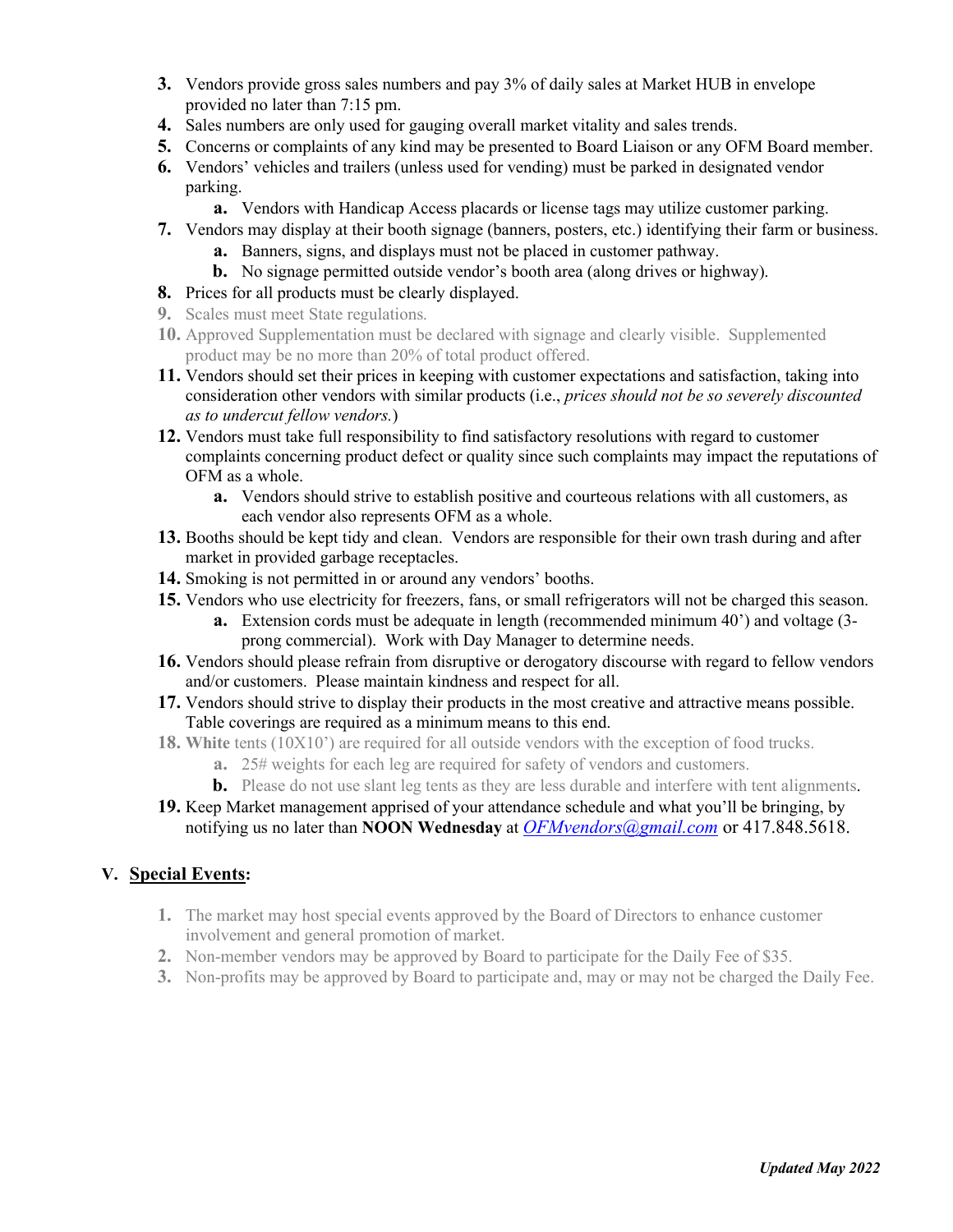3. Vendors provide gross sales numbers and pay 3% of daily sales at Market HUB in envelope provided no later than 7:15 pm.
4. Sales numbers are only used for gauging overall market vitality and sales trends.
5. Concerns or complaints of any kind may be presented to Board Liaison or any OFM Board member.
6. Vendors' vehicles and trailers (unless used for vending) must be parked in designated vendor parking.
   a. Vendors with Handicap Access placards or license tags may utilize customer parking.
7. Vendors may display at their booth signage (banners, posters, etc.) identifying their farm or business.
   a. Banners, signs, and displays must not be placed in customer pathway.
   b. No signage permitted outside vendor's booth area (along drives or highway).
8. Prices for all products must be clearly displayed.
9. Scales must meet State regulations.
10. Approved Supplementation must be declared with signage and clearly visible. Supplemented product may be no more than 20% of total product offered.
11. Vendors should set their prices in keeping with customer expectations and satisfaction, taking into consideration other vendors with similar products (i.e., *prices should not be so severely discounted as to undercut fellow vendors.*)
12. Vendors must take full responsibility to find satisfactory resolutions with regard to customer complaints concerning product defect or quality since such complaints may impact the reputations of OFM as a whole.
    a. Vendors should strive to establish positive and courteous relations with all customers, as each vendor also represents OFM as a whole.
13. Booths should be kept tidy and clean. Vendors are responsible for their own trash during and after market in provided garbage receptacles.
14. Smoking is not permitted in or around any vendors' booths.
15. Vendors who use electricity for freezers, fans, or small refrigerators will not be charged this season.
    a. Extension cords must be adequate in length (recommended minimum 40') and voltage (3-prong commercial). Work with Day Manager to determine needs.
16. Vendors should please refrain from disruptive or derogatory discourse with regard to fellow vendors and/or customers. Please maintain kindness and respect for all.
17. Vendors should strive to display their products in the most creative and attractive means possible. Table coverings are required as a minimum means to this end.
18. **White** tents (10X10') are required for all outside vendors with the exception of food trucks.
    a. 25# weights for each leg are required for safety of vendors and customers.
    b. Please do not use slant leg tents as they are less durable and interfere with tent alignments.
19. Keep Market management apprised of your attendance schedule and what you'll be bringing, by notifying us no later than **NOON Wednesday** at *OFMvendors@gmail.com* or 417.848.5618.

## V. Special Events:

1. The market may host special events approved by the Board of Directors to enhance customer involvement and general promotion of market.
2. Non-member vendors may be approved by Board to participate for the Daily Fee of $35.
3. Non-profits may be approved by Board to participate and, may or may not be charged the Daily Fee.

***Updated May 2022***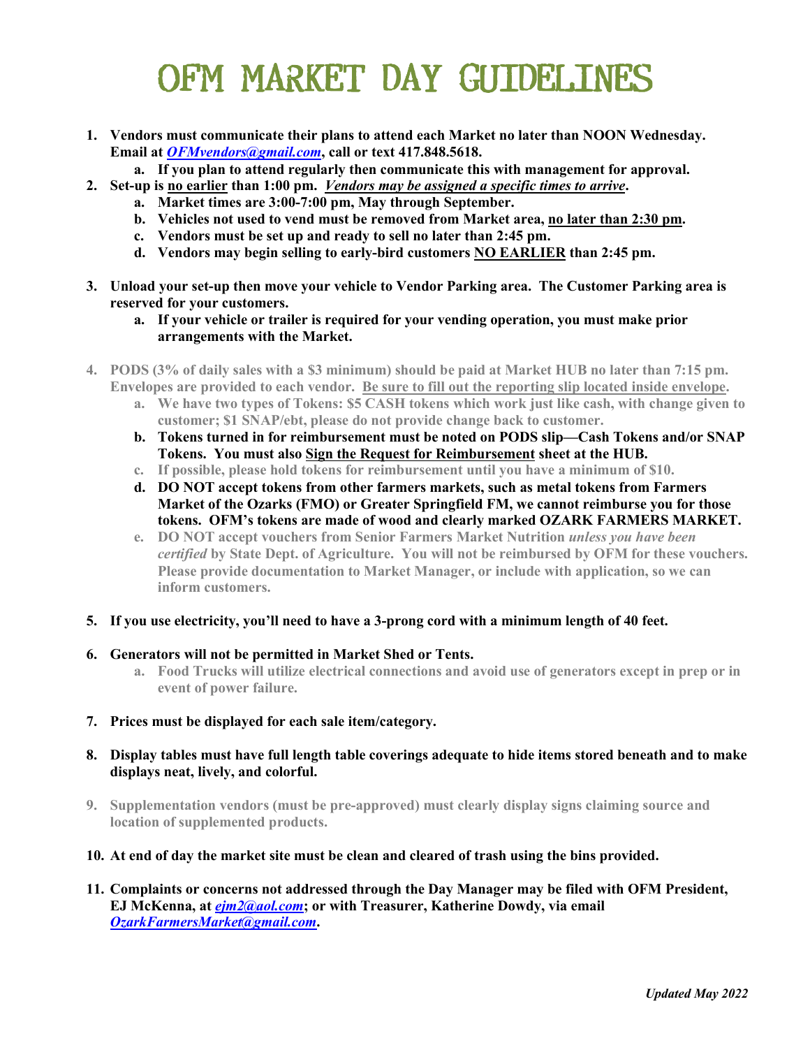# OFM MARKET DAY GUIDELINES

1. **Vendors must communicate their plans to attend each Market no later than NOON Wednesday. Email at *OFMvendors@gmail.com*, call or text 417.848.5618.**
    a. **If you plan to attend regularly then communicate this with management for approval.**
2. **Set-up is no earlier than 1:00 pm. *Vendors may be assigned a specific times to arrive*.**
    a. **Market times are 3:00-7:00 pm, May through September.**
    b. **Vehicles not used to vend must be removed from Market area, no later than 2:30 pm.**
    c. **Vendors must be set up and ready to sell no later than 2:45 pm.**
    d. **Vendors may begin selling to early-bird customers NO EARLIER than 2:45 pm.**
3. **Unload your set-up then move your vehicle to Vendor Parking area. The Customer Parking area is reserved for your customers.**
    a. **If your vehicle or trailer is required for your vending operation, you must make prior arrangements with the Market.**
4. **PODS (3% of daily sales with a $3 minimum) should be paid at Market HUB no later than 7:15 pm. Envelopes are provided to each vendor. Be sure to fill out the reporting slip located inside envelope.**
    a. **We have two types of Tokens: $5 CASH tokens which work just like cash, with change given to customer; $1 SNAP/ebt, please do not provide change back to customer.**
    b. **Tokens turned in for reimbursement must be noted on PODS slip—Cash Tokens and/or SNAP Tokens. You must also Sign the Request for Reimbursement sheet at the HUB.**
    c. **If possible, please hold tokens for reimbursement until you have a minimum of $10.**
    d. **DO NOT accept tokens from other farmers markets, such as metal tokens from Farmers Market of the Ozarks (FMO) or Greater Springfield FM, we cannot reimburse you for those tokens. OFM's tokens are made of wood and clearly marked OZARK FARMERS MARKET.**
    e. **DO NOT accept vouchers from Senior Farmers Market Nutrition *unless you have been certified* by State Dept. of Agriculture. You will not be reimbursed by OFM for these vouchers. Please provide documentation to Market Manager, or include with application, so we can inform customers.**
5. **If you use electricity, you'll need to have a 3-prong cord with a minimum length of 40 feet.**
6. **Generators will not be permitted in Market Shed or Tents.**
    a. **Food Trucks will utilize electrical connections and avoid use of generators except in prep or in event of power failure.**
7. **Prices must be displayed for each sale item/category.**
8. **Display tables must have full length table coverings adequate to hide items stored beneath and to make displays neat, lively, and colorful.**
9. **Supplementation vendors (must be pre-approved) must clearly display signs claiming source and location of supplemented products.**
10. **At end of day the market site must be clean and cleared of trash using the bins provided.**
11. **Complaints or concerns not addressed through the Day Manager may be filed with OFM President, EJ McKenna, at *ejm2@aol.com*; or with Treasurer, Katherine Dowdy, via email *OzarkFarmersMarket@gmail.com*.**

***Updated May 2022***